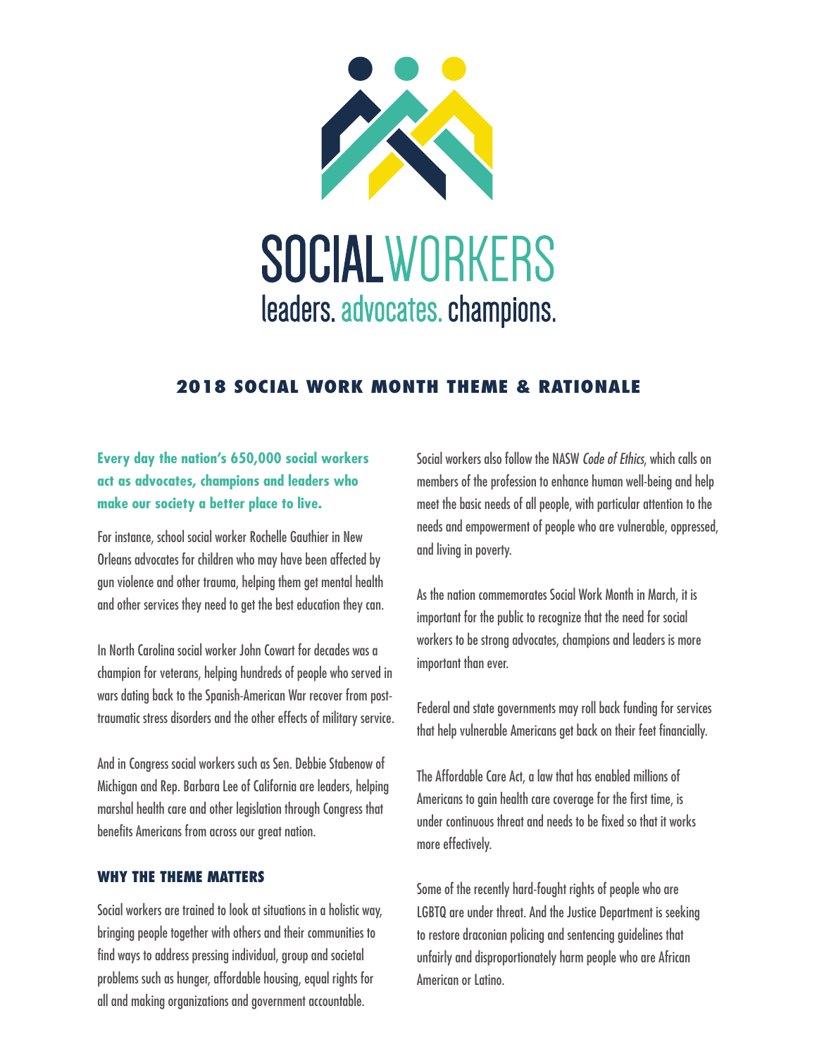# SOCIALWORKERS

leaders. advocates. champions.

## 2018 SOCIAL WORK MONTH THEME & RATIONALE

**Every day the nation's 650,000 social workers act as advocates, champions and leaders who make our society a better place to live.**

For instance, school social worker Rochelle Gauthier in New Orleans advocates for children who may have been affected by gun violence and other trauma, helping them get mental health and other services they need to get the best education they can.

In North Carolina social worker John Cowart for decades was a champion for veterans, helping hundreds of people who served in wars dating back to the Spanish-American War recover from post-traumatic stress disorders and the other effects of military service.

And in Congress social workers such as Sen. Debbie Stabenow of Michigan and Rep. Barbara Lee of California are leaders, helping marshal health care and other legislation through Congress that benefits Americans from across our great nation.

### WHY THE THEME MATTERS

Social workers are trained to look at situations in a holistic way, bringing people together with others and their communities to find ways to address pressing individual, group and societal problems such as hunger, affordable housing, equal rights for all and making organizations and government accountable.

Social workers also follow the NASW *Code of Ethics*, which calls on members of the profession to enhance human well-being and help meet the basic needs of all people, with particular attention to the needs and empowerment of people who are vulnerable, oppressed, and living in poverty.

As the nation commemorates Social Work Month in March, it is important for the public to recognize that the need for social workers to be strong advocates, champions and leaders is more important than ever.

Federal and state governments may roll back funding for services that help vulnerable Americans get back on their feet financially.

The Affordable Care Act, a law that has enabled millions of Americans to gain health care coverage for the first time, is under continuous threat and needs to be fixed so that it works more effectively.

Some of the recently hard-fought rights of people who are LGBTQ are under threat. And the Justice Department is seeking to restore draconian policing and sentencing guidelines that unfairly and disproportionately harm people who are African American or Latino.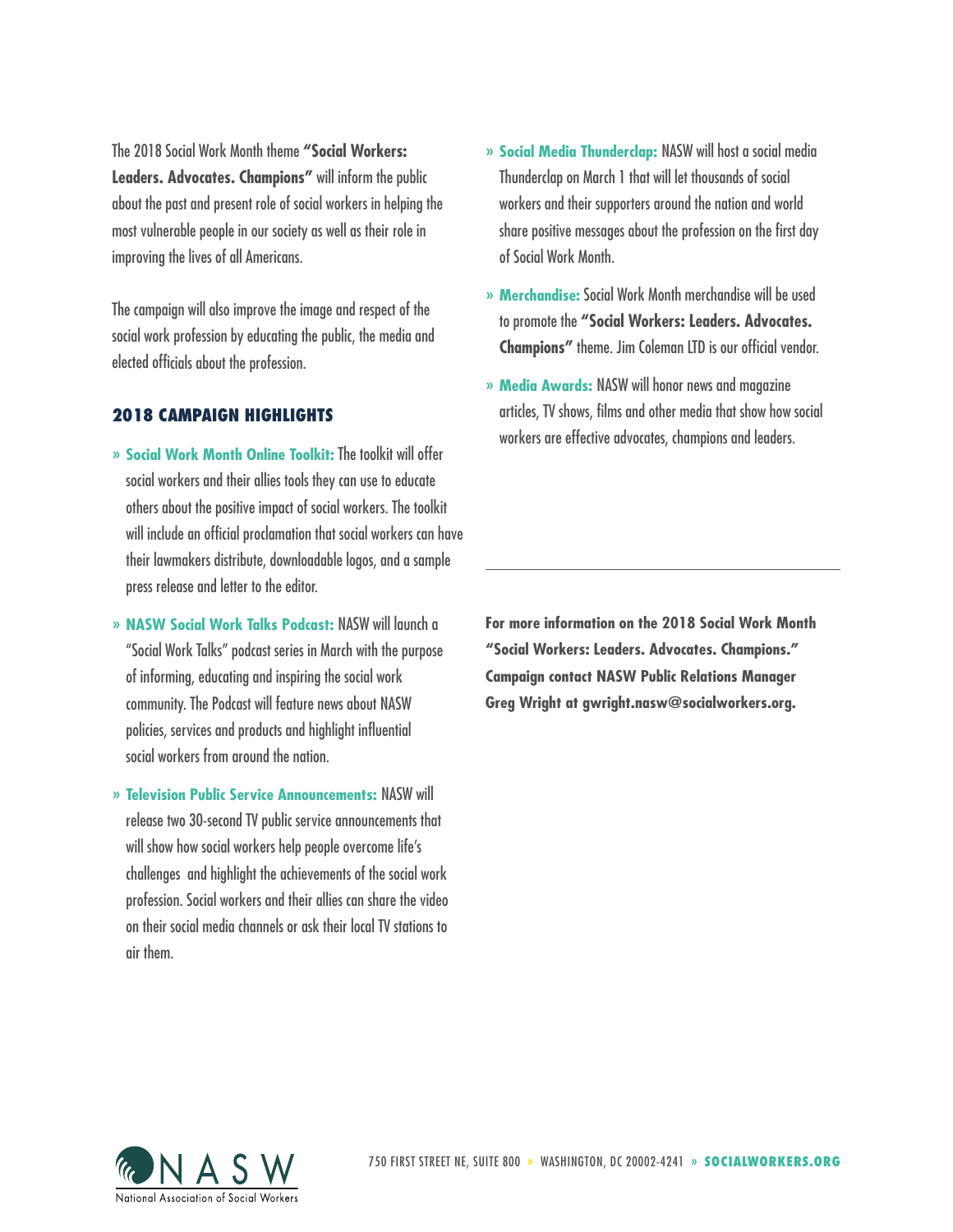The 2018 Social Work Month theme **"Social Workers: Leaders. Advocates. Champions"** will inform the public about the past and present role of social workers in helping the most vulnerable people in our society as well as their role in improving the lives of all Americans.

The campaign will also improve the image and respect of the social work profession by educating the public, the media and elected officials about the profession.

## 2018 CAMPAIGN HIGHLIGHTS

» **Social Work Month Online Toolkit:** The toolkit will offer social workers and their allies tools they can use to educate others about the positive impact of social workers. The toolkit will include an official proclamation that social workers can have their lawmakers distribute, downloadable logos, and a sample press release and letter to the editor.

» **NASW Social Work Talks Podcast:** NASW will launch a "Social Work Talks" podcast series in March with the purpose of informing, educating and inspiring the social work community. The Podcast will feature news about NASW policies, services and products and highlight influential social workers from around the nation.

» **Television Public Service Announcements:** NASW will release two 30-second TV public service announcements that will show how social workers help people overcome life's challenges and highlight the achievements of the social work profession. Social workers and their allies can share the video on their social media channels or ask their local TV stations to air them.

» **Social Media Thunderclap:** NASW will host a social media Thunderclap on March 1 that will let thousands of social workers and their supporters around the nation and world share positive messages about the profession on the first day of Social Work Month.

» **Merchandise:** Social Work Month merchandise will be used to promote the **"Social Workers: Leaders. Advocates. Champions"** theme. Jim Coleman LTD is our official vendor.

» **Media Awards:** NASW will honor news and magazine articles, TV shows, films and other media that show how social workers are effective advocates, champions and leaders.

---

**For more information on the 2018 Social Work Month "Social Workers: Leaders. Advocates. Champions." Campaign contact NASW Public Relations Manager Greg Wright at gwright.nasw@socialworkers.org.**

NASW
National Association of Social Workers

750 FIRST STREET NE, SUITE 800 » WASHINGTON, DC 20002-4241 » **SOCIALWORKERS.ORG**